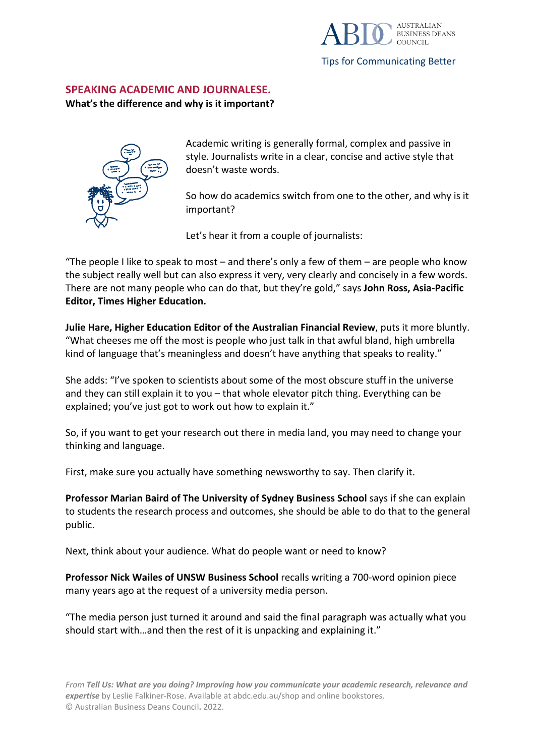Tips for Communicating Better

## SPEAKING ACADEMIC AND JOURNALESE.

**What's the difference and why is it important?**

Academic writing is generally formal, complex and passive in style. Journalists write in a clear, concise and active style that doesn't waste words.

So how do academics switch from one to the other, and why is it important?

Let's hear it from a couple of journalists:

"The people I like to speak to most – and there's only a few of them – are people who know the subject really well but can also express it very, very clearly and concisely in a few words. There are not many people who can do that, but they're gold," says **John Ross, Asia-Pacific Editor, Times Higher Education.**

**Julie Hare, Higher Education Editor of the Australian Financial Review**, puts it more bluntly. "What cheeses me off the most is people who just talk in that awful bland, high umbrella kind of language that's meaningless and doesn't have anything that speaks to reality."

She adds: "I've spoken to scientists about some of the most obscure stuff in the universe and they can still explain it to you – that whole elevator pitch thing. Everything can be explained; you've just got to work out how to explain it."

So, if you want to get your research out there in media land, you may need to change your thinking and language.

First, make sure you actually have something newsworthy to say. Then clarify it.

**Professor Marian Baird of The University of Sydney Business School** says if she can explain to students the research process and outcomes, she should be able to do that to the general public.

Next, think about your audience. What do people want or need to know?

**Professor Nick Wailes of UNSW Business School** recalls writing a 700-word opinion piece many years ago at the request of a university media person.

"The media person just turned it around and said the final paragraph was actually what you should start with…and then the rest of it is unpacking and explaining it."

*From **Tell Us: What are you doing? Improving how you communicate your academic research, relevance and expertise** by Leslie Falkiner-Rose. Available at abdc.edu.au/shop and online bookstores.*
© Australian Business Deans Council. 2022.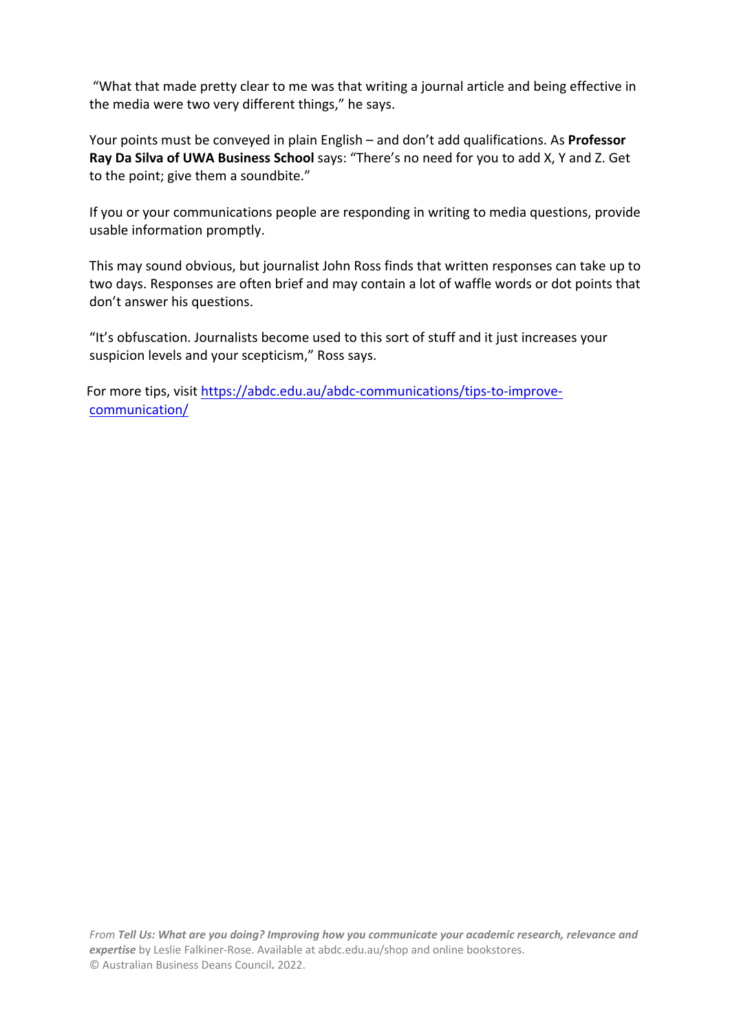"What that made pretty clear to me was that writing a journal article and being effective in the media were two very different things," he says.

Your points must be conveyed in plain English – and don't add qualifications. As **Professor Ray Da Silva of UWA Business School** says: "There's no need for you to add X, Y and Z. Get to the point; give them a soundbite."

If you or your communications people are responding in writing to media questions, provide usable information promptly.

This may sound obvious, but journalist John Ross finds that written responses can take up to two days. Responses are often brief and may contain a lot of waffle words or dot points that don't answer his questions.

"It's obfuscation. Journalists become used to this sort of stuff and it just increases your suspicion levels and your scepticism," Ross says.

For more tips, visit [https://abdc.edu.au/abdc-communications/tips-to-improve-communication/](https://abdc.edu.au/abdc-communications/tips-to-improve-communication/)

*From* ***Tell Us: What are you doing? Improving how you communicate your academic research, relevance and expertise*** by Leslie Falkiner-Rose. Available at abdc.edu.au/shop and online bookstores.
© Australian Business Deans Council. 2022.